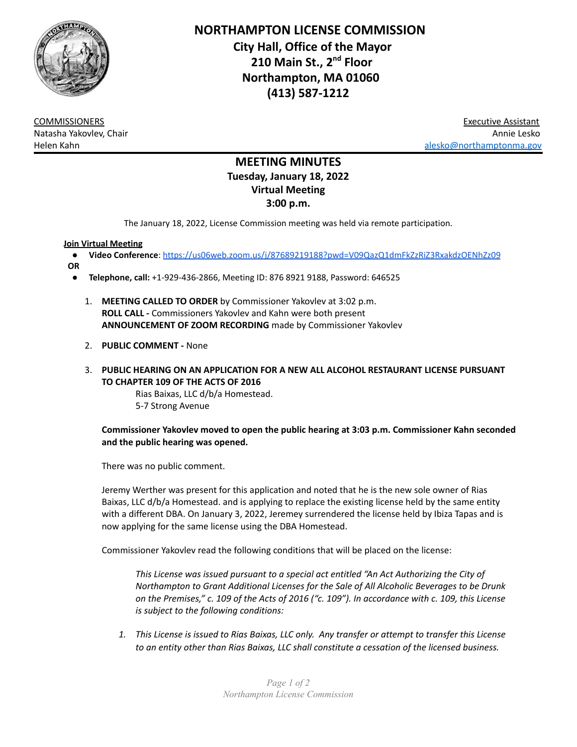# NORTHAMPTON LICENSE COMMISSION

**City Hall, Office of the Mayor**
**210 Main St., 2nd Floor**
**Northampton, MA 01060**
**(413) 587-1212**

COMMISSIONERS
Natasha Yakovlev, Chair
Helen Kahn

Executive Assistant
Annie Lesko
alesko@northamptonma.gov

## MEETING MINUTES

**Tuesday, January 18, 2022**
**Virtual Meeting**
**3:00 p.m.**

The January 18, 2022, License Commission meeting was held via remote participation.

**Join Virtual Meeting**

- **Video Conference**: https://us06web.zoom.us/j/87689219188?pwd=V09QazQ1dmFkZzRiZ3RxakdzOENhZz09

**OR**

- **Telephone, call:** +1-929-436-2866, Meeting ID: 876 8921 9188, Password: 646525

1. **MEETING CALLED TO ORDER** by Commissioner Yakovlev at 3:02 p.m.
   **ROLL CALL -** Commissioners Yakovlev and Kahn were both present
   **ANNOUNCEMENT OF ZOOM RECORDING** made by Commissioner Yakovlev

2. **PUBLIC COMMENT -** None

3. **PUBLIC HEARING ON AN APPLICATION FOR A NEW ALL ALCOHOL RESTAURANT LICENSE PURSUANT TO CHAPTER 109 OF THE ACTS OF 2016**
   Rias Baixas, LLC d/b/a Homestead.
   5-7 Strong Avenue

   **Commissioner Yakovlev moved to open the public hearing at 3:03 p.m. Commissioner Kahn seconded and the public hearing was opened.**

   There was no public comment.

   Jeremy Werther was present for this application and noted that he is the new sole owner of Rias Baixas, LLC d/b/a Homestead. and is applying to replace the existing license held by the same entity with a different DBA. On January 3, 2022, Jeremey surrendered the license held by Ibiza Tapas and is now applying for the same license using the DBA Homestead.

   Commissioner Yakovlev read the following conditions that will be placed on the license:

   *This License was issued pursuant to a special act entitled "An Act Authorizing the City of Northampton to Grant Additional Licenses for the Sale of All Alcoholic Beverages to be Drunk on the Premises," c. 109 of the Acts of 2016 ("c. 109"). In accordance with c. 109, this License is subject to the following conditions:*

   1. *This License is issued to Rias Baixas, LLC only. Any transfer or attempt to transfer this License to an entity other than Rias Baixas, LLC shall constitute a cessation of the licensed business.*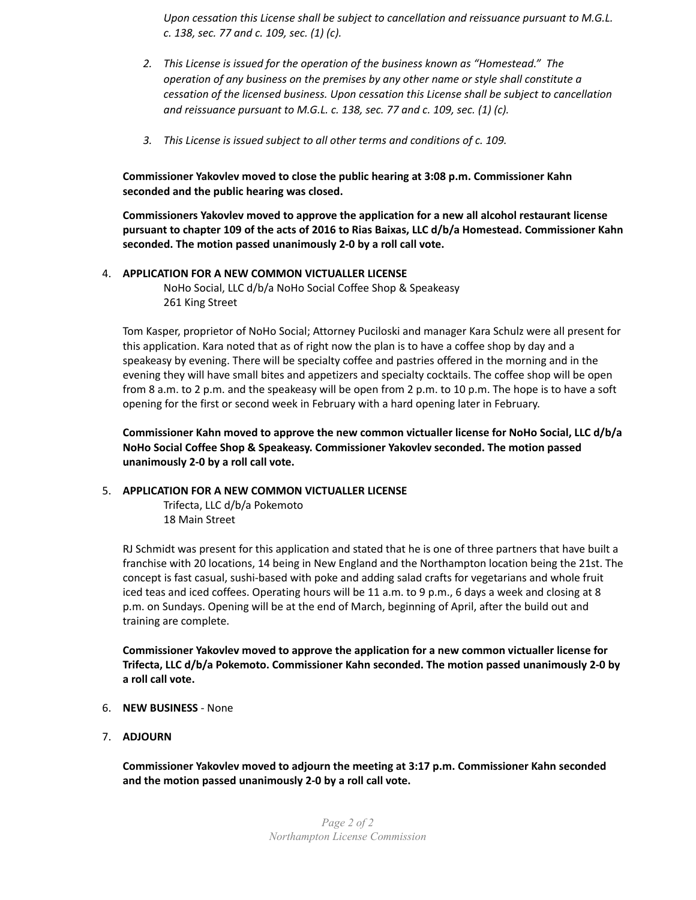*Upon cessation this License shall be subject to cancellation and reissuance pursuant to M.G.L. c. 138, sec. 77 and c. 109, sec. (1) (c).*

2. *This License is issued for the operation of the business known as "Homestead." The operation of any business on the premises by any other name or style shall constitute a cessation of the licensed business. Upon cessation this License shall be subject to cancellation and reissuance pursuant to M.G.L. c. 138, sec. 77 and c. 109, sec. (1) (c).*

3. *This License is issued subject to all other terms and conditions of c. 109.*

**Commissioner Yakovlev moved to close the public hearing at 3:08 p.m. Commissioner Kahn seconded and the public hearing was closed.**

**Commissioners Yakovlev moved to approve the application for a new all alcohol restaurant license pursuant to chapter 109 of the acts of 2016 to Rias Baixas, LLC d/b/a Homestead. Commissioner Kahn seconded. The motion passed unanimously 2-0 by a roll call vote.**

4. **APPLICATION FOR A NEW COMMON VICTUALLER LICENSE**
   NoHo Social, LLC d/b/a NoHo Social Coffee Shop & Speakeasy
   261 King Street

Tom Kasper, proprietor of NoHo Social; Attorney Puciloski and manager Kara Schulz were all present for this application. Kara noted that as of right now the plan is to have a coffee shop by day and a speakeasy by evening. There will be specialty coffee and pastries offered in the morning and in the evening they will have small bites and appetizers and specialty cocktails. The coffee shop will be open from 8 a.m. to 2 p.m. and the speakeasy will be open from 2 p.m. to 10 p.m. The hope is to have a soft opening for the first or second week in February with a hard opening later in February.

**Commissioner Kahn moved to approve the new common victualler license for NoHo Social, LLC d/b/a NoHo Social Coffee Shop & Speakeasy. Commissioner Yakovlev seconded. The motion passed unanimously 2-0 by a roll call vote.**

5. **APPLICATION FOR A NEW COMMON VICTUALLER LICENSE**
   Trifecta, LLC d/b/a Pokemoto
   18 Main Street

RJ Schmidt was present for this application and stated that he is one of three partners that have built a franchise with 20 locations, 14 being in New England and the Northampton location being the 21st. The concept is fast casual, sushi-based with poke and adding salad crafts for vegetarians and whole fruit iced teas and iced coffees. Operating hours will be 11 a.m. to 9 p.m., 6 days a week and closing at 8 p.m. on Sundays. Opening will be at the end of March, beginning of April, after the build out and training are complete.

**Commissioner Yakovlev moved to approve the application for a new common victualler license for Trifecta, LLC d/b/a Pokemoto. Commissioner Kahn seconded. The motion passed unanimously 2-0 by a roll call vote.**

6. **NEW BUSINESS** - None

7. **ADJOURN**

**Commissioner Yakovlev moved to adjourn the meeting at 3:17 p.m. Commissioner Kahn seconded and the motion passed unanimously 2-0 by a roll call vote.**